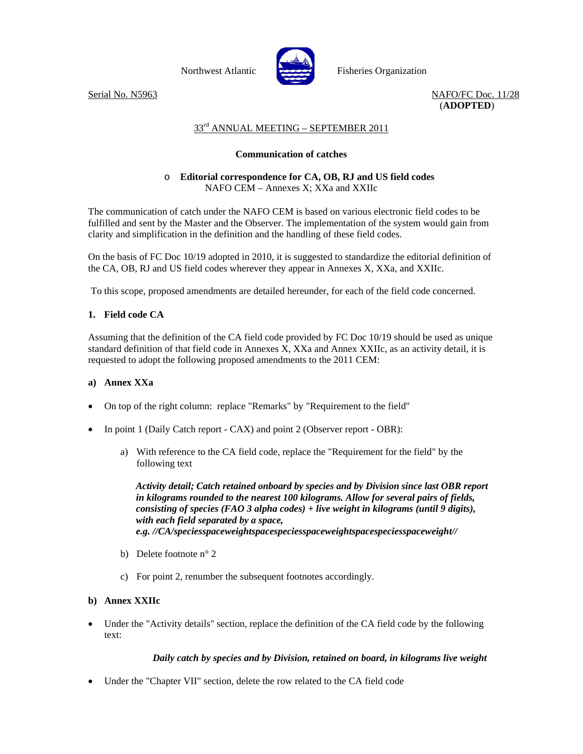Northwest Atlantic Fisheries Organization

Serial No. N5963

NAFO/FC Doc. 11/28
(**ADOPTED**)

33rd ANNUAL MEETING – SEPTEMBER 2011

**Communication of catches**

- **Editorial correspondence for CA, OB, RJ and US field codes**
NAFO CEM – Annexes X; XXa and XXIIc

The communication of catch under the NAFO CEM is based on various electronic field codes to be fulfilled and sent by the Master and the Observer. The implementation of the system would gain from clarity and simplification in the definition and the handling of these field codes.

On the basis of FC Doc 10/19 adopted in 2010, it is suggested to standardize the editorial definition of the CA, OB, RJ and US field codes wherever they appear in Annexes X, XXa, and XXIIc.

To this scope, proposed amendments are detailed hereunder, for each of the field code concerned.

**1. Field code CA**

Assuming that the definition of the CA field code provided by FC Doc 10/19 should be used as unique standard definition of that field code in Annexes X, XXa and Annex XXIIc, as an activity detail, it is requested to adopt the following proposed amendments to the 2011 CEM:

**a) Annex XXa**

- On top of the right column: replace "Remarks" by "Requirement to the field"
- In point 1 (Daily Catch report - CAX) and point 2 (Observer report - OBR):
  a) With reference to the CA field code, replace the "Requirement for the field" by the following text

     ***Activity detail; Catch retained onboard by species and by Division since last OBR report in kilograms rounded to the nearest 100 kilograms. Allow for several pairs of fields, consisting of species (FAO 3 alpha codes) + live weight in kilograms (until 9 digits), with each field separated by a space, e.g. //CA/speciesspaceweightspacespeciesspaceweightspacespeciesspaceweight//***

  b) Delete footnote n° 2
  c) For point 2, renumber the subsequent footnotes accordingly.

**b) Annex XXIIc**

- Under the "Activity details" section, replace the definition of the CA field code by the following text:

  ***Daily catch by species and by Division, retained on board, in kilograms live weight***

- Under the "Chapter VII" section, delete the row related to the CA field code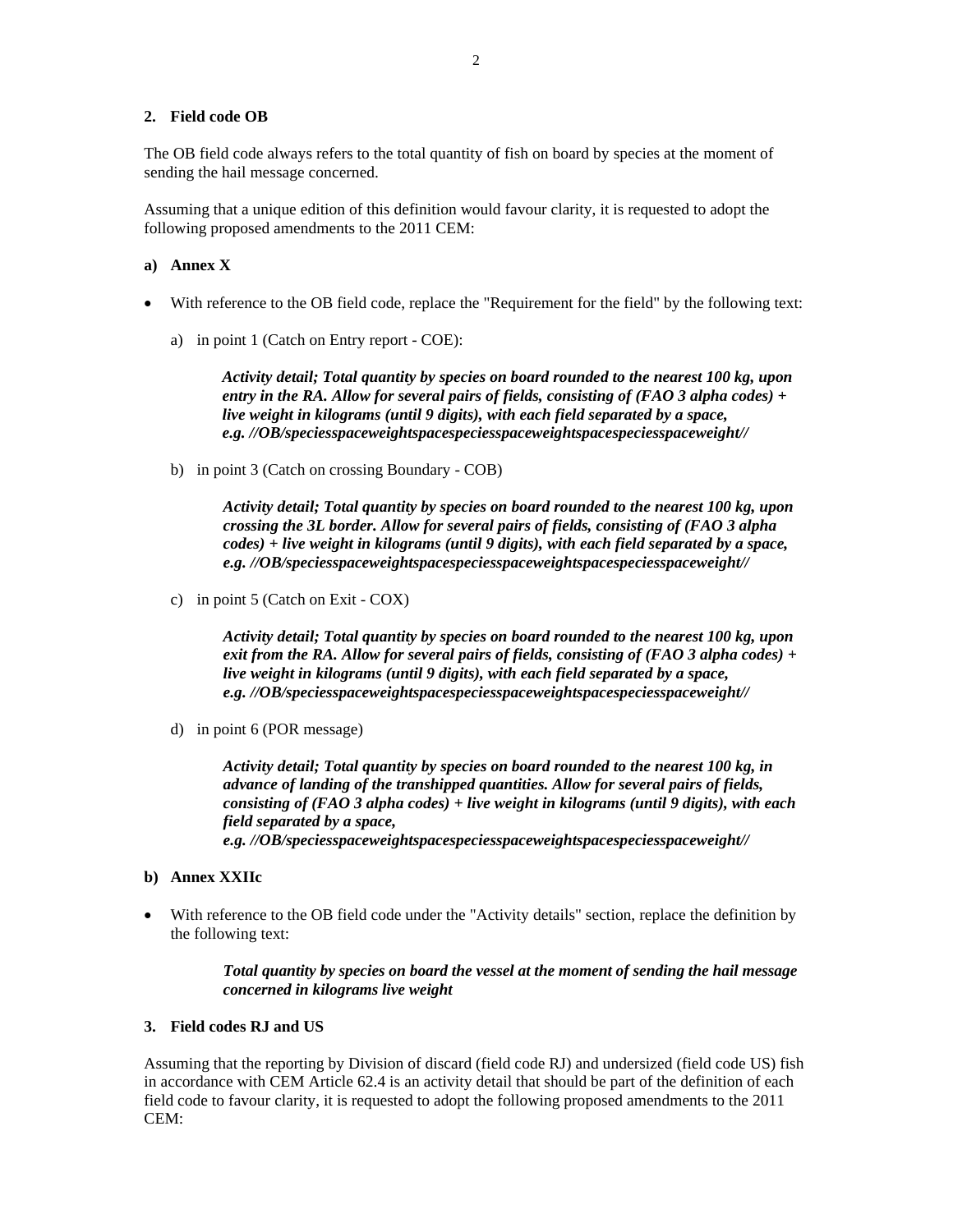**2. Field code OB**

The OB field code always refers to the total quantity of fish on board by species at the moment of sending the hail message concerned.

Assuming that a unique edition of this definition would favour clarity, it is requested to adopt the following proposed amendments to the 2011 CEM:

**a) Annex X**

- With reference to the OB field code, replace the "Requirement for the field" by the following text:

  a) in point 1 (Catch on Entry report - COE):

  ***Activity detail; Total quantity by species on board rounded to the nearest 100 kg, upon entry in the RA. Allow for several pairs of fields, consisting of (FAO 3 alpha codes) + live weight in kilograms (until 9 digits), with each field separated by a space, e.g. //OB/speciesspaceweightspacespeciesspaceweightspacespeciesspaceweight//***

  b) in point 3 (Catch on crossing Boundary - COB)

  ***Activity detail; Total quantity by species on board rounded to the nearest 100 kg, upon crossing the 3L border. Allow for several pairs of fields, consisting of (FAO 3 alpha codes) + live weight in kilograms (until 9 digits), with each field separated by a space, e.g. //OB/speciesspaceweightspacespeciesspaceweightspacespeciesspaceweight//***

  c) in point 5 (Catch on Exit - COX)

  ***Activity detail; Total quantity by species on board rounded to the nearest 100 kg, upon exit from the RA. Allow for several pairs of fields, consisting of (FAO 3 alpha codes) + live weight in kilograms (until 9 digits), with each field separated by a space, e.g. //OB/speciesspaceweightspacespeciesspaceweightspacespeciesspaceweight//***

  d) in point 6 (POR message)

  ***Activity detail; Total quantity by species on board rounded to the nearest 100 kg, in advance of landing of the transhipped quantities. Allow for several pairs of fields, consisting of (FAO 3 alpha codes) + live weight in kilograms (until 9 digits), with each field separated by a space, e.g. //OB/speciesspaceweightspacespeciesspaceweightspacespeciesspaceweight//***

**b) Annex XXIIc**

- With reference to the OB field code under the "Activity details" section, replace the definition by the following text:

  ***Total quantity by species on board the vessel at the moment of sending the hail message concerned in kilograms live weight***

**3. Field codes RJ and US**

Assuming that the reporting by Division of discard (field code RJ) and undersized (field code US) fish in accordance with CEM Article 62.4 is an activity detail that should be part of the definition of each field code to favour clarity, it is requested to adopt the following proposed amendments to the 2011 CEM: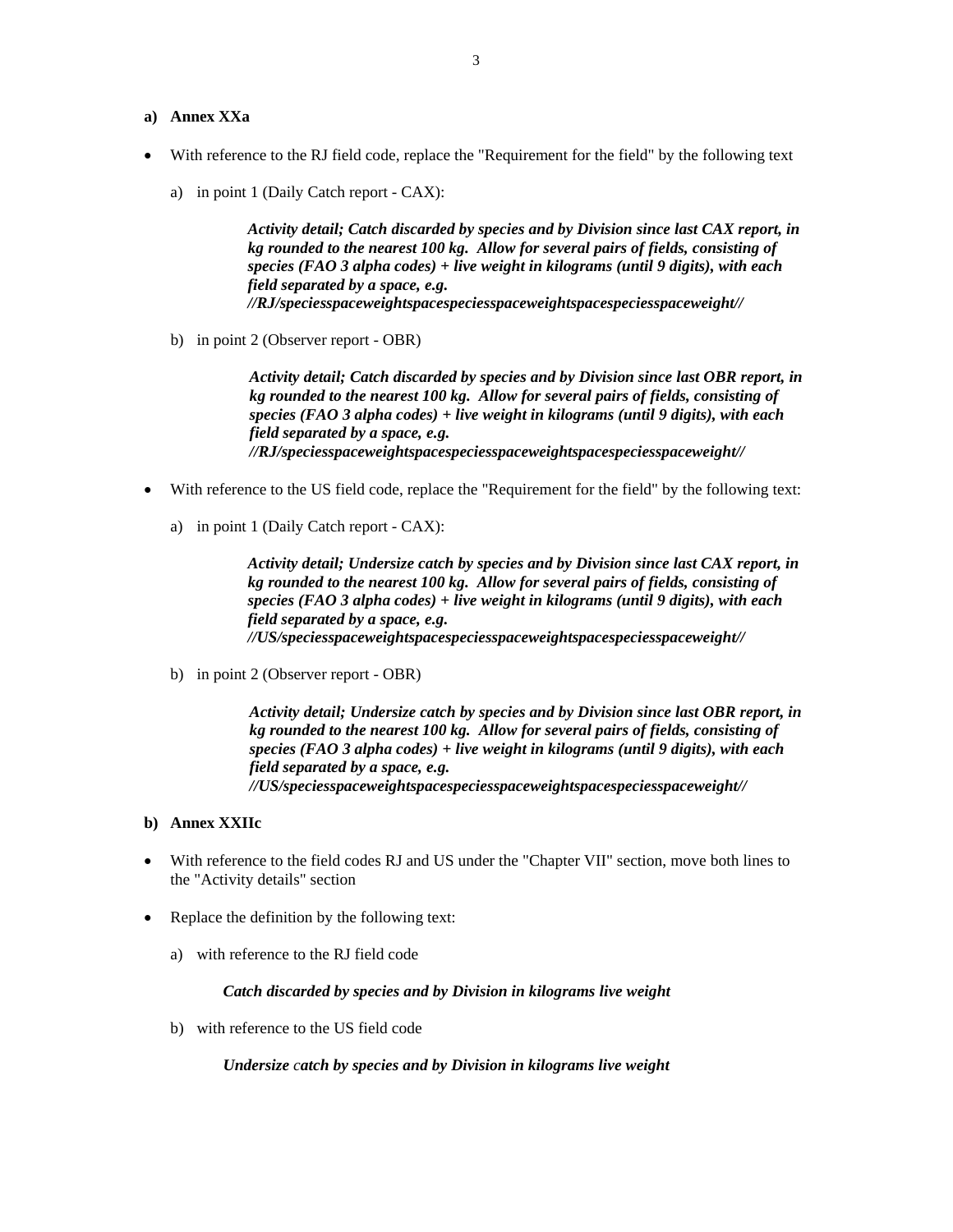**a) Annex XXa**

- With reference to the RJ field code, replace the "Requirement for the field" by the following text

    a) in point 1 (Daily Catch report - CAX):

    > ***Activity detail; Catch discarded by species and by Division since last CAX report, in kg rounded to the nearest 100 kg. Allow for several pairs of fields, consisting of species (FAO 3 alpha codes) + live weight in kilograms (until 9 digits), with each field separated by a space, e.g. //RJ/speciesspaceweightspacespeciesspaceweightspacespeciesspaceweight//***

    b) in point 2 (Observer report - OBR)

    > ***Activity detail; Catch discarded by species and by Division since last OBR report, in kg rounded to the nearest 100 kg. Allow for several pairs of fields, consisting of species (FAO 3 alpha codes) + live weight in kilograms (until 9 digits), with each field separated by a space, e.g. //RJ/speciesspaceweightspacespeciesspaceweightspacespeciesspaceweight//***

- With reference to the US field code, replace the "Requirement for the field" by the following text:

    a) in point 1 (Daily Catch report - CAX):

    > ***Activity detail; Undersize catch by species and by Division since last CAX report, in kg rounded to the nearest 100 kg. Allow for several pairs of fields, consisting of species (FAO 3 alpha codes) + live weight in kilograms (until 9 digits), with each field separated by a space, e.g. //US/speciesspaceweightspacespeciesspaceweightspacespeciesspaceweight//***

    b) in point 2 (Observer report - OBR)

    > ***Activity detail; Undersize catch by species and by Division since last OBR report, in kg rounded to the nearest 100 kg. Allow for several pairs of fields, consisting of species (FAO 3 alpha codes) + live weight in kilograms (until 9 digits), with each field separated by a space, e.g. //US/speciesspaceweightspacespeciesspaceweightspacespeciesspaceweight//***

**b) Annex XXIIc**

- With reference to the field codes RJ and US under the "Chapter VII" section, move both lines to the "Activity details" section

- Replace the definition by the following text:

    a) with reference to the RJ field code

    > ***Catch discarded by species and by Division in kilograms live weight***

    b) with reference to the US field code

    > ***Undersize catch by species and by Division in kilograms live weight***